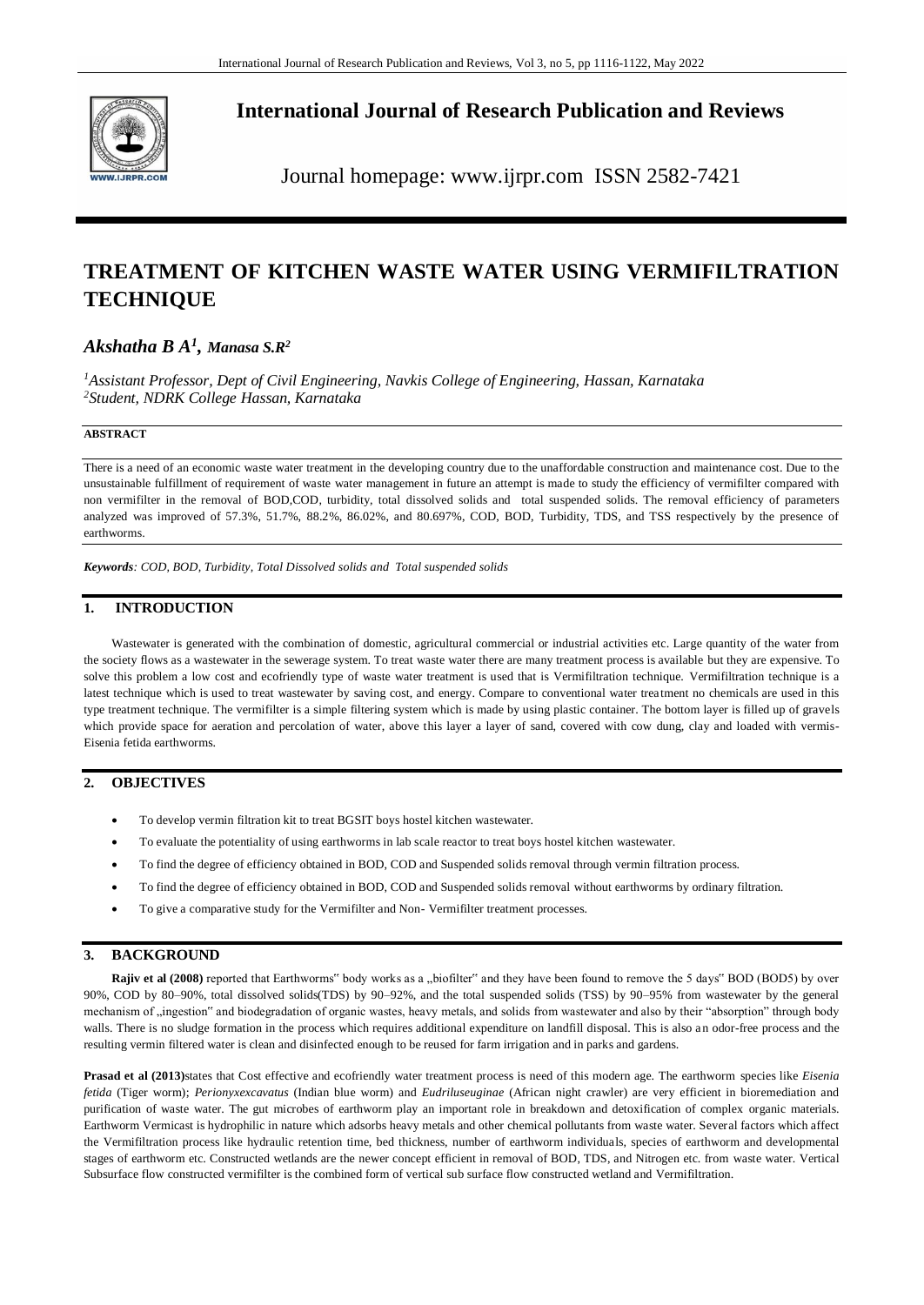# International Journal of Research Publication and Reviews

Journal homepage: www.ijrpr.com ISSN 2582-7421

# TREATMENT OF KITCHEN WASTE WATER USING VERMIFILTRATION TECHNIQUE

***Akshatha B A*[1], *Manasa S.R*[2]**

[1]*Assistant Professor, Dept of Civil Engineering, Navkis College of Engineering, Hassan, Karnataka*
[2]*Student, NDRK College Hassan, Karnataka*

**ABSTRACT**

There is a need of an economic waste water treatment in the developing country due to the unaffordable construction and maintenance cost. Due to the unsustainable fulfillment of requirement of waste water management in future an attempt is made to study the efficiency of vermifilter compared with non vermifilter in the removal of BOD,COD, turbidity, total dissolved solids and total suspended solids. The removal efficiency of parameters analyzed was improved of 57.3%, 51.7%, 88.2%, 86.02%, and 80.697%, COD, BOD, Turbidity, TDS, and TSS respectively by the presence of earthworms.

***Keywords**: COD, BOD, Turbidity, Total Dissolved solids and Total suspended solids*

## 1. INTRODUCTION

Wastewater is generated with the combination of domestic, agricultural commercial or industrial activities etc. Large quantity of the water from the society flows as a wastewater in the sewerage system. To treat waste water there are many treatment process is available but they are expensive. To solve this problem a low cost and ecofriendly type of waste water treatment is used that is Vermifiltration technique. Vermifiltration technique is a latest technique which is used to treat wastewater by saving cost, and energy. Compare to conventional water treatment no chemicals are used in this type treatment technique. The vermifilter is a simple filtering system which is made by using plastic container. The bottom layer is filled up of gravels which provide space for aeration and percolation of water, above this layer a layer of sand, covered with cow dung, clay and loaded with vermis- Eisenia fetida earthworms.

## 2. OBJECTIVES

- To develop vermin filtration kit to treat BGSIT boys hostel kitchen wastewater.
- To evaluate the potentiality of using earthworms in lab scale reactor to treat boys hostel kitchen wastewater.
- To find the degree of efficiency obtained in BOD, COD and Suspended solids removal through vermin filtration process.
- To find the degree of efficiency obtained in BOD, COD and Suspended solids removal without earthworms by ordinary filtration.
- To give a comparative study for the Vermifilter and Non- Vermifilter treatment processes.

## 3. BACKGROUND

**Rajiv et al (2008)** reported that Earthworms" body works as a „biofilter" and they have been found to remove the 5 days" BOD (BOD5) by over 90%, COD by 80–90%, total dissolved solids(TDS) by 90–92%, and the total suspended solids (TSS) by 90–95% from wastewater by the general mechanism of „ingestion" and biodegradation of organic wastes, heavy metals, and solids from wastewater and also by their "absorption" through body walls. There is no sludge formation in the process which requires additional expenditure on landfill disposal. This is also an odor-free process and the resulting vermin filtered water is clean and disinfected enough to be reused for farm irrigation and in parks and gardens.

**Prasad et al (2013)**states that Cost effective and ecofriendly water treatment process is need of this modern age. The earthworm species like *Eisenia fetida* (Tiger worm); *Perionyxexcavatus* (Indian blue worm) and *Eudriluseuginae* (African night crawler) are very efficient in bioremediation and purification of waste water. The gut microbes of earthworm play an important role in breakdown and detoxification of complex organic materials. Earthworm Vermicast is hydrophilic in nature which adsorbs heavy metals and other chemical pollutants from waste water. Several factors which affect the Vermifiltration process like hydraulic retention time, bed thickness, number of earthworm individuals, species of earthworm and developmental stages of earthworm etc. Constructed wetlands are the newer concept efficient in removal of BOD, TDS, and Nitrogen etc. from waste water. Vertical Subsurface flow constructed vermifilter is the combined form of vertical sub surface flow constructed wetland and Vermifiltration.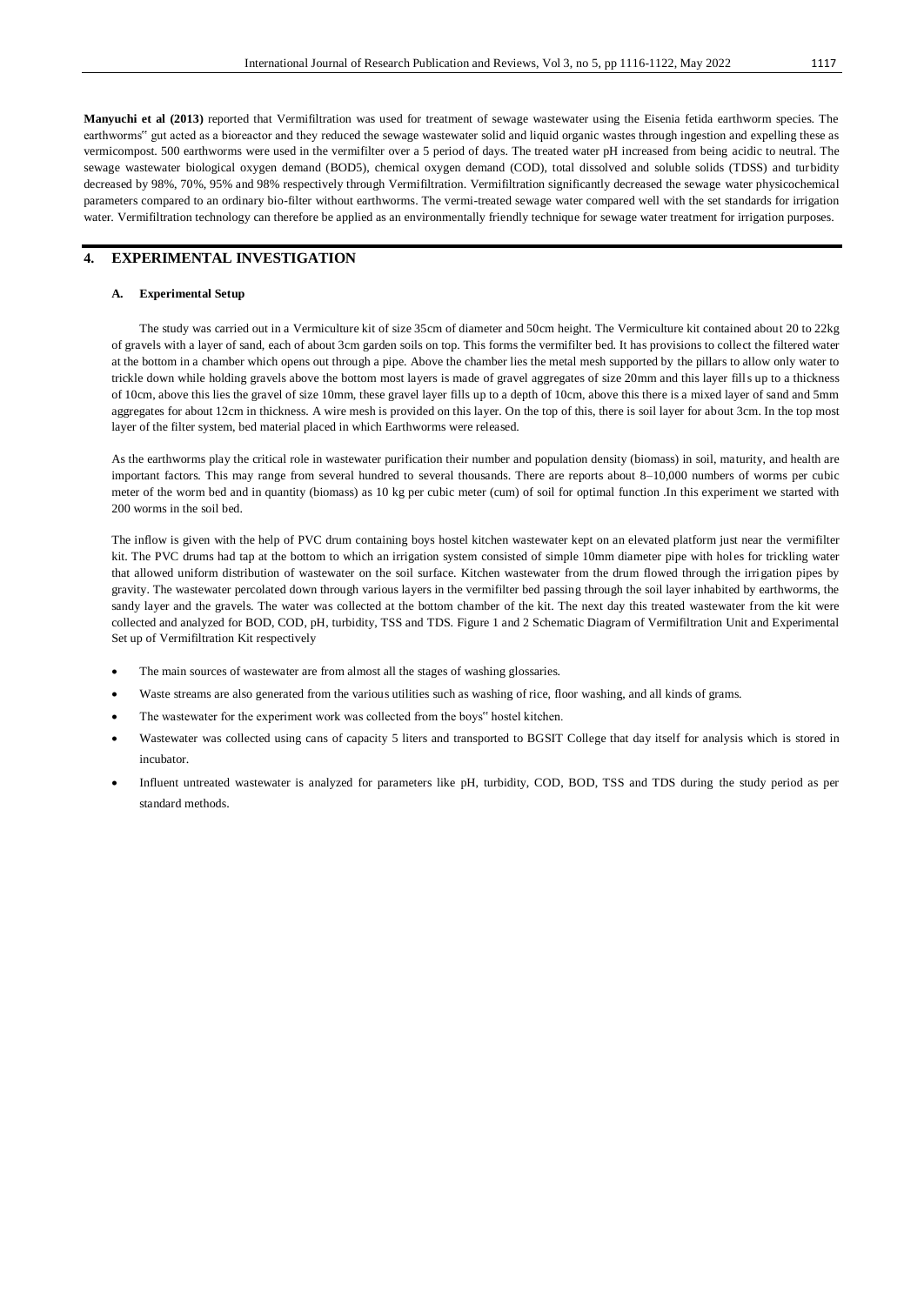**Manyuchi et al (2013)** reported that Vermifiltration was used for treatment of sewage wastewater using the Eisenia fetida earthworm species. The earthworms" gut acted as a bioreactor and they reduced the sewage wastewater solid and liquid organic wastes through ingestion and expelling these as vermicompost. 500 earthworms were used in the vermifilter over a 5 period of days. The treated water pH increased from being acidic to neutral. The sewage wastewater biological oxygen demand (BOD5), chemical oxygen demand (COD), total dissolved and soluble solids (TDSS) and turbidity decreased by 98%, 70%, 95% and 98% respectively through Vermifiltration. Vermifiltration significantly decreased the sewage water physicochemical parameters compared to an ordinary bio-filter without earthworms. The vermi-treated sewage water compared well with the set standards for irrigation water. Vermifiltration technology can therefore be applied as an environmentally friendly technique for sewage water treatment for irrigation purposes.

## 4. EXPERIMENTAL INVESTIGATION

### A. Experimental Setup

The study was carried out in a Vermiculture kit of size 35cm of diameter and 50cm height. The Vermiculture kit contained about 20 to 22kg of gravels with a layer of sand, each of about 3cm garden soils on top. This forms the vermifilter bed. It has provisions to collect the filtered water at the bottom in a chamber which opens out through a pipe. Above the chamber lies the metal mesh supported by the pillars to allow only water to trickle down while holding gravels above the bottom most layers is made of gravel aggregates of size 20mm and this layer fills up to a thickness of 10cm, above this lies the gravel of size 10mm, these gravel layer fills up to a depth of 10cm, above this there is a mixed layer of sand and 5mm aggregates for about 12cm in thickness. A wire mesh is provided on this layer. On the top of this, there is soil layer for about 3cm. In the top most layer of the filter system, bed material placed in which Earthworms were released.

As the earthworms play the critical role in wastewater purification their number and population density (biomass) in soil, maturity, and health are important factors. This may range from several hundred to several thousands. There are reports about 8–10,000 numbers of worms per cubic meter of the worm bed and in quantity (biomass) as 10 kg per cubic meter (cum) of soil for optimal function .In this experiment we started with 200 worms in the soil bed.

The inflow is given with the help of PVC drum containing boys hostel kitchen wastewater kept on an elevated platform just near the vermifilter kit. The PVC drums had tap at the bottom to which an irrigation system consisted of simple 10mm diameter pipe with holes for trickling water that allowed uniform distribution of wastewater on the soil surface. Kitchen wastewater from the drum flowed through the irrigation pipes by gravity. The wastewater percolated down through various layers in the vermifilter bed passing through the soil layer inhabited by earthworms, the sandy layer and the gravels. The water was collected at the bottom chamber of the kit. The next day this treated wastewater from the kit were collected and analyzed for BOD, COD, pH, turbidity, TSS and TDS. Figure 1 and 2 Schematic Diagram of Vermifiltration Unit and Experimental Set up of Vermifiltration Kit respectively

- The main sources of wastewater are from almost all the stages of washing glossaries.
- Waste streams are also generated from the various utilities such as washing of rice, floor washing, and all kinds of grams.
- The wastewater for the experiment work was collected from the boys" hostel kitchen.
- Wastewater was collected using cans of capacity 5 liters and transported to BGSIT College that day itself for analysis which is stored in incubator.
- Influent untreated wastewater is analyzed for parameters like pH, turbidity, COD, BOD, TSS and TDS during the study period as per standard methods.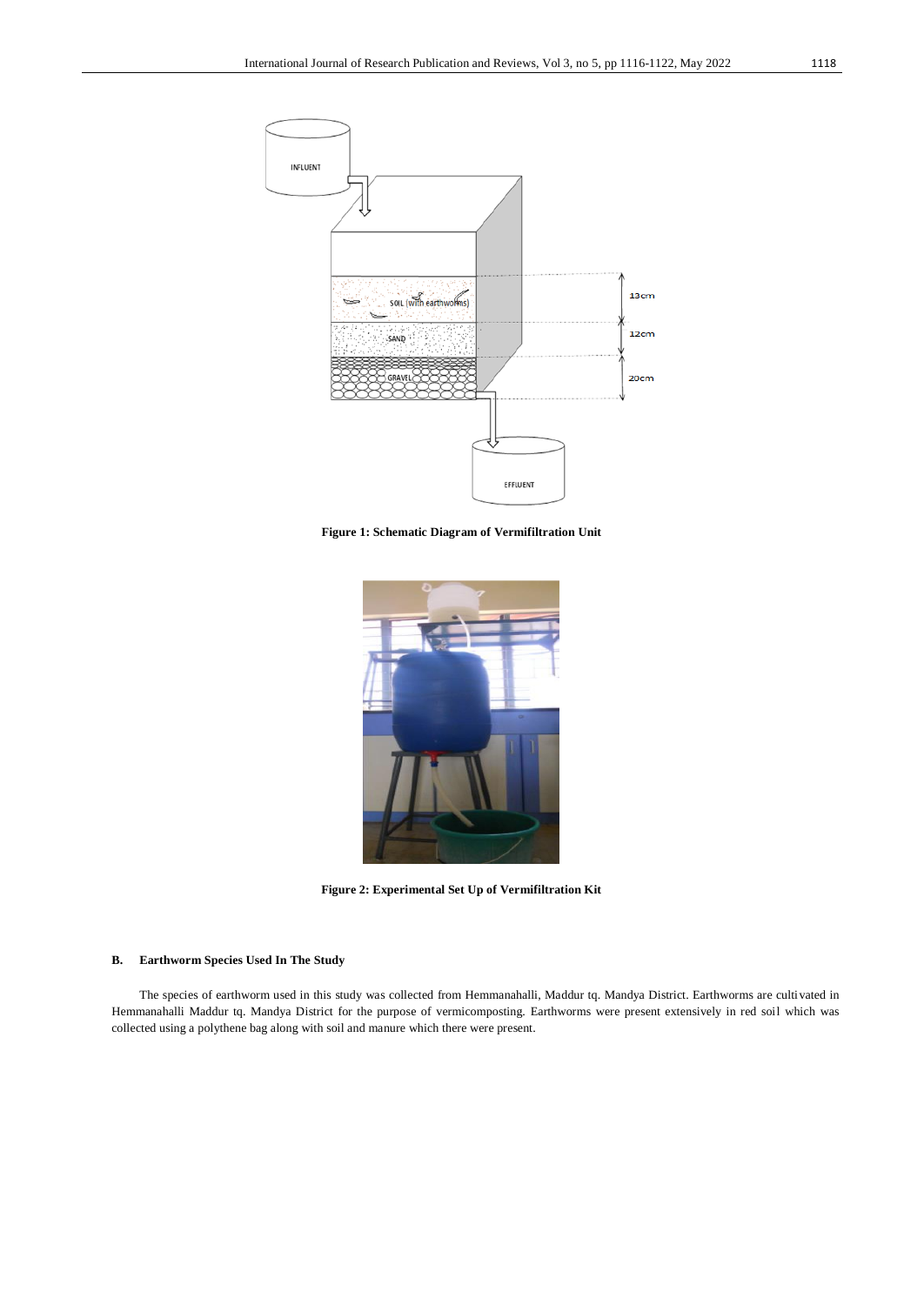Figure 1: Schematic Diagram of Vermifiltration Unit

Figure 2: Experimental Set Up of Vermifiltration Kit

### B. Earthworm Species Used In The Study

The species of earthworm used in this study was collected from Hemmanahalli, Maddur tq. Mandya District. Earthworms are cultivated in Hemmanahalli Maddur tq. Mandya District for the purpose of vermicomposting. Earthworms were present extensively in red soil which was collected using a polythene bag along with soil and manure which there were present.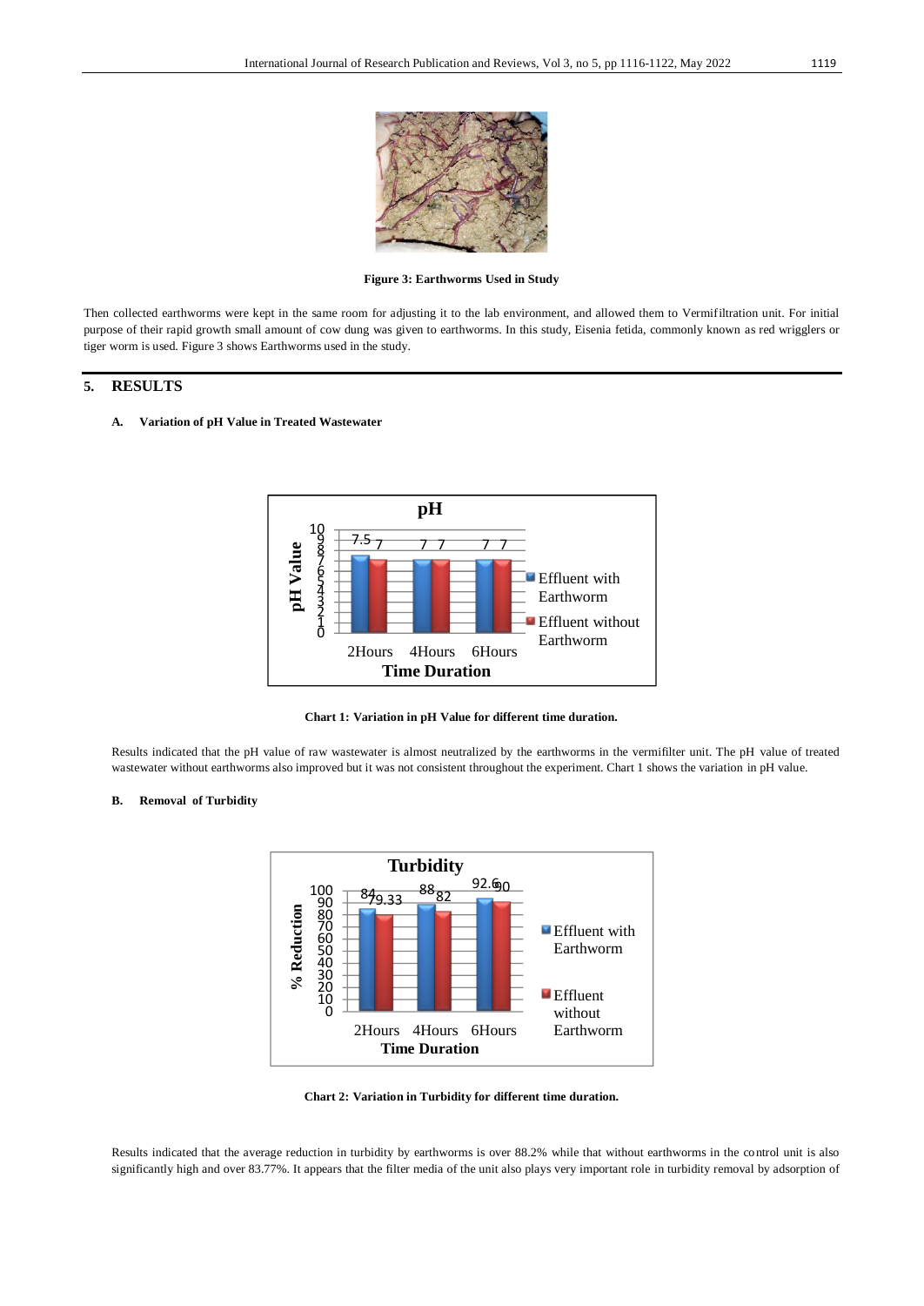**Figure 3: Earthworms Used in Study**

Then collected earthworms were kept in the same room for adjusting it to the lab environment, and allowed them to Vermifiltration unit. For initial purpose of their rapid growth small amount of cow dung was given to earthworms. In this study, Eisenia fetida, commonly known as red wrigglers or tiger worm is used. Figure 3 shows Earthworms used in the study.

## 5. RESULTS

### A. Variation of pH Value in Treated Wastewater

**Chart 1: Variation in pH Value for different time duration.**

Results indicated that the pH value of raw wastewater is almost neutralized by the earthworms in the vermifilter unit. The pH value of treated wastewater without earthworms also improved but it was not consistent throughout the experiment. Chart 1 shows the variation in pH value.

### B. Removal of Turbidity

**Chart 2: Variation in Turbidity for different time duration.**

Results indicated that the average reduction in turbidity by earthworms is over 88.2% while that without earthworms in the control unit is also significantly high and over 83.77%. It appears that the filter media of the unit also plays very important role in turbidity removal by adsorption of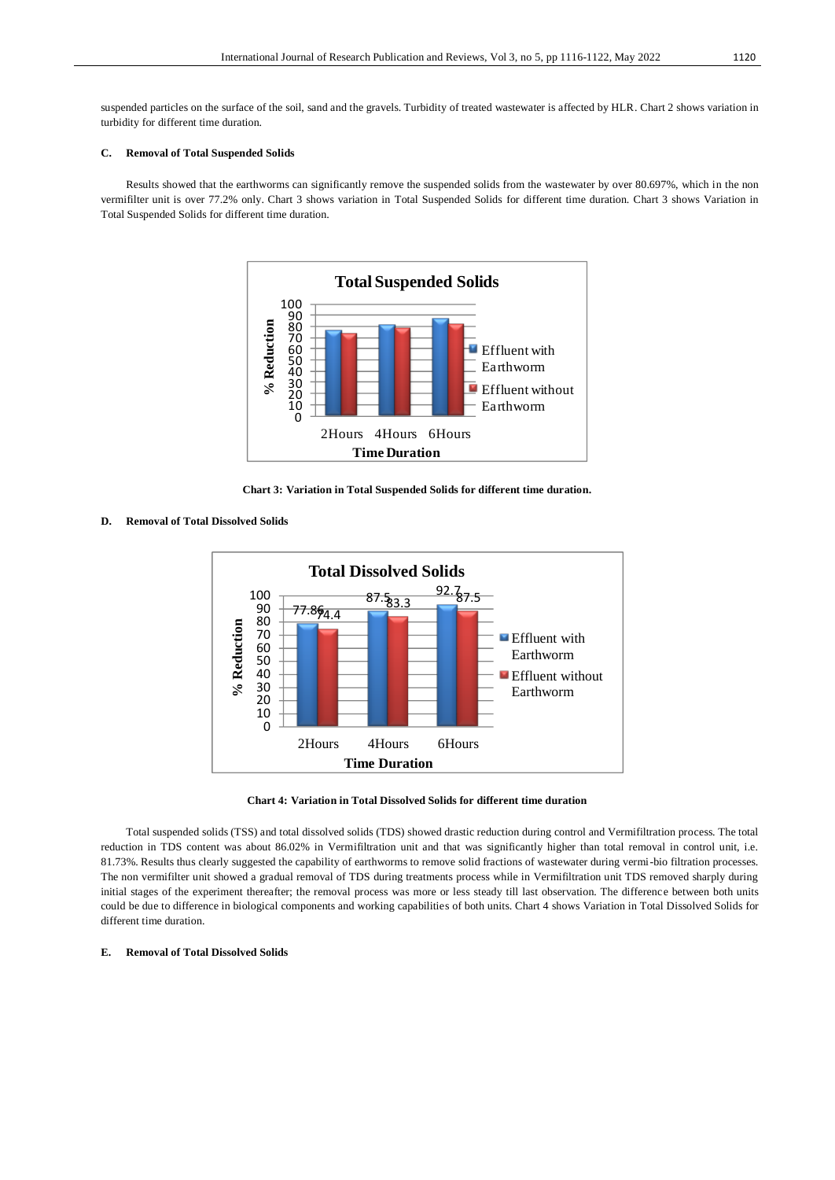suspended particles on the surface of the soil, sand and the gravels. Turbidity of treated wastewater is affected by HLR. Chart 2 shows variation in turbidity for different time duration.

### C. Removal of Total Suspended Solids

Results showed that the earthworms can significantly remove the suspended solids from the wastewater by over 80.697%, which in the non vermifilter unit is over 77.2% only. Chart 3 shows variation in Total Suspended Solids for different time duration. Chart 3 shows Variation in Total Suspended Solids for different time duration.

**Chart 3: Variation in Total Suspended Solids for different time duration.**

### D. Removal of Total Dissolved Solids

**Chart 4: Variation in Total Dissolved Solids for different time duration**

Total suspended solids (TSS) and total dissolved solids (TDS) showed drastic reduction during control and Vermifiltration process. The total reduction in TDS content was about 86.02% in Vermifiltration unit and that was significantly higher than total removal in control unit, i.e. 81.73%. Results thus clearly suggested the capability of earthworms to remove solid fractions of wastewater during vermi-bio filtration processes. The non vermifilter unit showed a gradual removal of TDS during treatments process while in Vermifiltration unit TDS removed sharply during initial stages of the experiment thereafter; the removal process was more or less steady till last observation. The difference between both units could be due to difference in biological components and working capabilities of both units. Chart 4 shows Variation in Total Dissolved Solids for different time duration.

### E. Removal of Total Dissolved Solids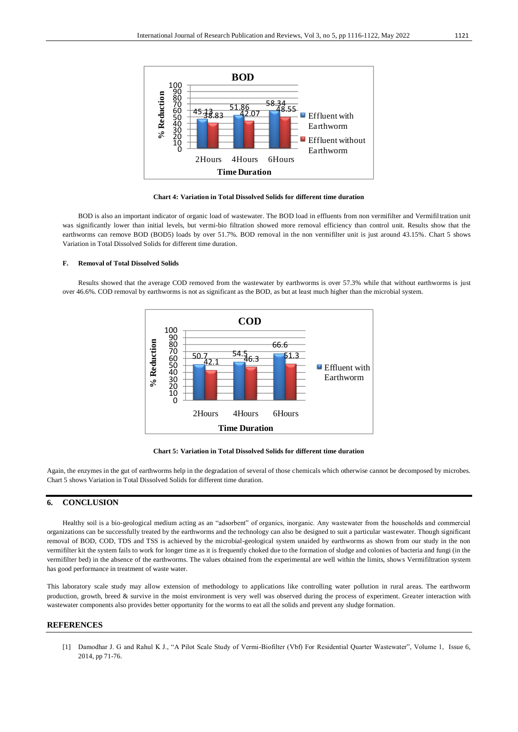**BOD**

| Time Duration | Effluent with Earthworm (% Reduction) | Effluent without Earthworm (% Reduction) |
|---|---|---|
| 2Hours | 45.13 | 38.83 |
| 4Hours | 51.86 | 42.07 |
| 6Hours | 58.34 | 48.55 |

**Chart 4: Variation in Total Dissolved Solids for different time duration**

BOD is also an important indicator of organic load of wastewater. The BOD load in effluents from non vermifilter and Vermifiltration unit was significantly lower than initial levels, but vermi-bio filtration showed more removal efficiency than control unit. Results show that the earthworms can remove BOD (BOD5) loads by over 51.7%. BOD removal in the non vermifilter unit is just around 43.15%. Chart 5 shows Variation in Total Dissolved Solids for different time duration.

### F. Removal of Total Dissolved Solids

Results showed that the average COD removed from the wastewater by earthworms is over 57.3% while that without earthworms is just over 46.6%. COD removal by earthworms is not as significant as the BOD, as but at least much higher than the microbial system.

**COD**

| Time Duration | Effluent with Earthworm (% Reduction) | (% Reduction) |
|---|---|---|
| 2Hours | 50.7 | 42.1 |
| 4Hours | 54.5 | 46.3 |
| 6Hours | 66.6 | 51.3 |

**Chart 5: Variation in Total Dissolved Solids for different time duration**

Again, the enzymes in the gut of earthworms help in the degradation of several of those chemicals which otherwise cannot be decomposed by microbes. Chart 5 shows Variation in Total Dissolved Solids for different time duration.

## 6. CONCLUSION

Healthy soil is a bio-geological medium acting as an "adsorbent" of organics, inorganic. Any wastewater from the households and commercial organizations can be successfully treated by the earthworms and the technology can also be designed to suit a particular wastewater. Though significant removal of BOD, COD, TDS and TSS is achieved by the microbial-geological system unaided by earthworms as shown from our study in the non vermifilter kit the system fails to work for longer time as it is frequently choked due to the formation of sludge and colonies of bacteria and fungi (in the vermifilter bed) in the absence of the earthworms. The values obtained from the experimental are well within the limits, shows Vermifiltration system has good performance in treatment of waste water.

This laboratory scale study may allow extension of methodology to applications like controlling water pollution in rural areas. The earthworm production, growth, breed & survive in the moist environment is very well was observed during the process of experiment. Greater interaction with wastewater components also provides better opportunity for the worms to eat all the solids and prevent any sludge formation.

## REFERENCES

[1] Damodhar J. G and Rahul K J., "A Pilot Scale Study of Vermi-Biofilter (Vbf) For Residential Quarter Wastewater", Volume 1, Issue 6, 2014, pp 71-76.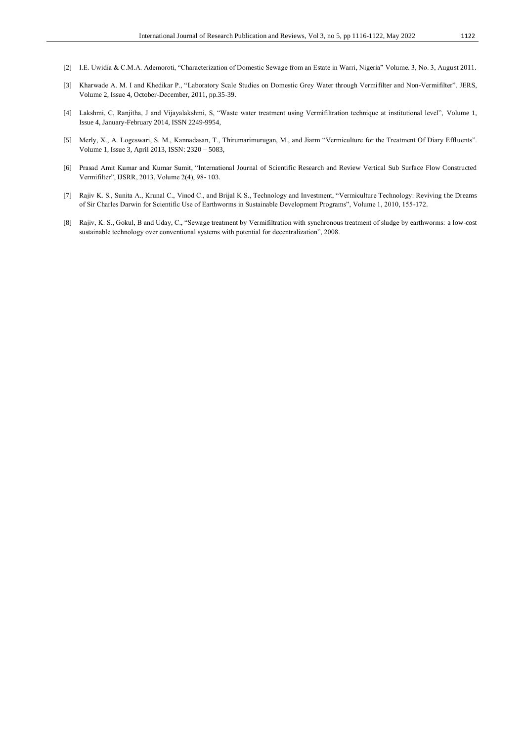[2] I.E. Uwidia & C.M.A. Ademoroti, "Characterization of Domestic Sewage from an Estate in Warri, Nigeria" Volume. 3, No. 3, August 2011.

[3] Kharwade A. M. I and Khedikar P., "Laboratory Scale Studies on Domestic Grey Water through Vermifilter and Non-Vermifilter". JERS, Volume 2, Issue 4, October-December, 2011, pp.35-39.

[4] Lakshmi, C, Ranjitha, J and Vijayalakshmi, S, "Waste water treatment using Vermifiltration technique at institutional level", Volume 1, Issue 4, January-February 2014, ISSN 2249-9954,

[5] Merly, X., A. Logeswari, S. M., Kannadasan, T., Thirumarimurugan, M., and Jiarm "Vermiculture for the Treatment Of Diary Effluents". Volume 1, Issue 3, April 2013, ISSN: 2320 – 5083,

[6] Prasad Amit Kumar and Kumar Sumit, "International Journal of Scientific Research and Review Vertical Sub Surface Flow Constructed Vermifilter", IJSRR, 2013, Volume 2(4), 98- 103.

[7] Rajiv K. S., Sunita A., Krunal C., Vinod C., and Brijal K S., Technology and Investment, "Vermiculture Technology: Reviving the Dreams of Sir Charles Darwin for Scientific Use of Earthworms in Sustainable Development Programs", Volume 1, 2010, 155-172.

[8] Rajiv, K. S., Gokul, B and Uday, C., "Sewage treatment by Vermifiltration with synchronous treatment of sludge by earthworms: a low-cost sustainable technology over conventional systems with potential for decentralization", 2008.